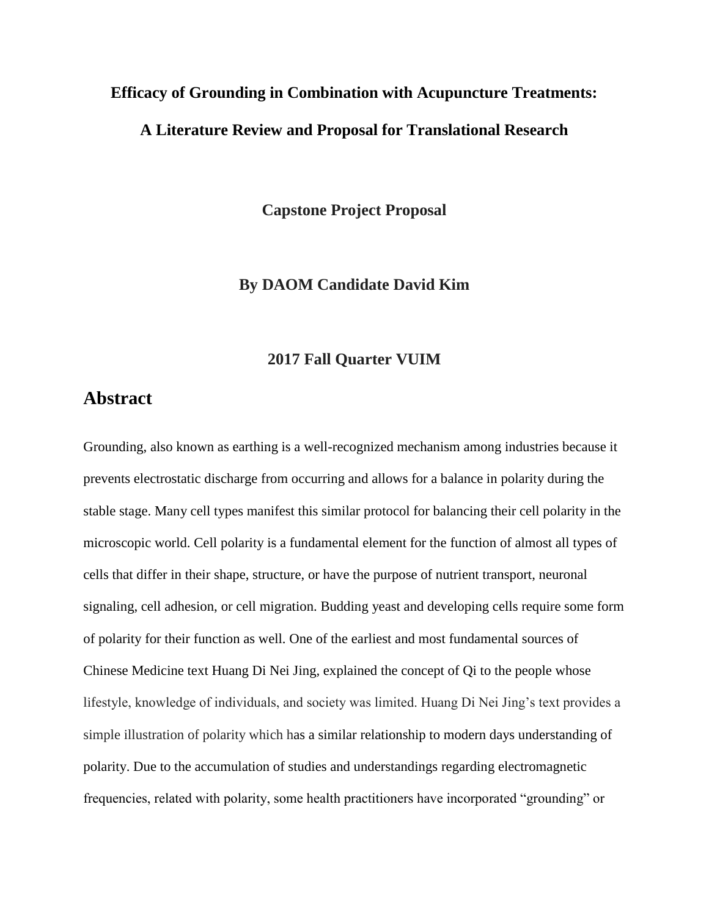**Efficacy of Grounding in Combination with Acupuncture Treatments:**

**A Literature Review and Proposal for Translational Research**

**Capstone Project Proposal**

**By DAOM Candidate David Kim**

**2017 Fall Quarter VUIM**

# Abstract

Grounding, also known as earthing is a well-recognized mechanism among industries because it prevents electrostatic discharge from occurring and allows for a balance in polarity during the stable stage. Many cell types manifest this similar protocol for balancing their cell polarity in the microscopic world. Cell polarity is a fundamental element for the function of almost all types of cells that differ in their shape, structure, or have the purpose of nutrient transport, neuronal signaling, cell adhesion, or cell migration. Budding yeast and developing cells require some form of polarity for their function as well. One of the earliest and most fundamental sources of Chinese Medicine text Huang Di Nei Jing, explained the concept of Qi to the people whose lifestyle, knowledge of individuals, and society was limited. Huang Di Nei Jing's text provides a simple illustration of polarity which has a similar relationship to modern days understanding of polarity. Due to the accumulation of studies and understandings regarding electromagnetic frequencies, related with polarity, some health practitioners have incorporated "grounding" or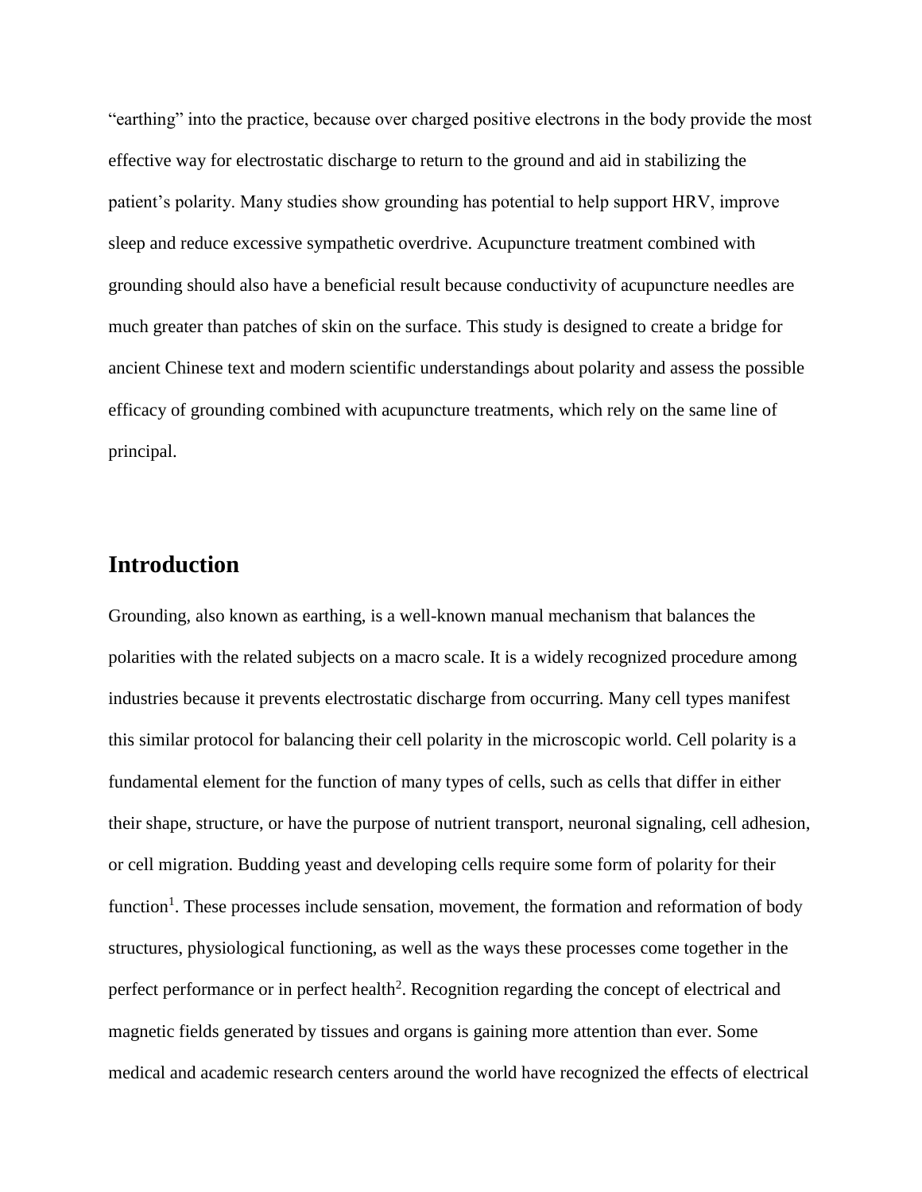"earthing" into the practice, because over charged positive electrons in the body provide the most effective way for electrostatic discharge to return to the ground and aid in stabilizing the patient's polarity. Many studies show grounding has potential to help support HRV, improve sleep and reduce excessive sympathetic overdrive. Acupuncture treatment combined with grounding should also have a beneficial result because conductivity of acupuncture needles are much greater than patches of skin on the surface. This study is designed to create a bridge for ancient Chinese text and modern scientific understandings about polarity and assess the possible efficacy of grounding combined with acupuncture treatments, which rely on the same line of principal.

## Introduction

Grounding, also known as earthing, is a well-known manual mechanism that balances the polarities with the related subjects on a macro scale. It is a widely recognized procedure among industries because it prevents electrostatic discharge from occurring. Many cell types manifest this similar protocol for balancing their cell polarity in the microscopic world. Cell polarity is a fundamental element for the function of many types of cells, such as cells that differ in either their shape, structure, or have the purpose of nutrient transport, neuronal signaling, cell adhesion, or cell migration. Budding yeast and developing cells require some form of polarity for their function[1]. These processes include sensation, movement, the formation and reformation of body structures, physiological functioning, as well as the ways these processes come together in the perfect performance or in perfect health[2]. Recognition regarding the concept of electrical and magnetic fields generated by tissues and organs is gaining more attention than ever. Some medical and academic research centers around the world have recognized the effects of electrical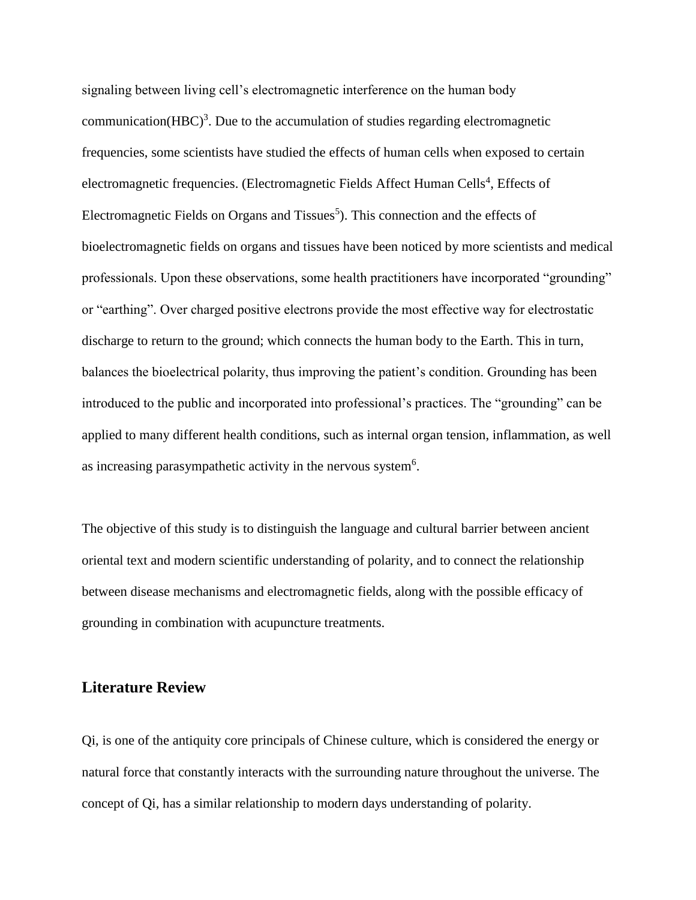signaling between living cell's electromagnetic interference on the human body communication(HBC)[3]. Due to the accumulation of studies regarding electromagnetic frequencies, some scientists have studied the effects of human cells when exposed to certain electromagnetic frequencies. (Electromagnetic Fields Affect Human Cells[4], Effects of Electromagnetic Fields on Organs and Tissues[5]). This connection and the effects of bioelectromagnetic fields on organs and tissues have been noticed by more scientists and medical professionals. Upon these observations, some health practitioners have incorporated "grounding" or "earthing". Over charged positive electrons provide the most effective way for electrostatic discharge to return to the ground; which connects the human body to the Earth. This in turn, balances the bioelectrical polarity, thus improving the patient's condition. Grounding has been introduced to the public and incorporated into professional's practices. The "grounding" can be applied to many different health conditions, such as internal organ tension, inflammation, as well as increasing parasympathetic activity in the nervous system[6].

The objective of this study is to distinguish the language and cultural barrier between ancient oriental text and modern scientific understanding of polarity, and to connect the relationship between disease mechanisms and electromagnetic fields, along with the possible efficacy of grounding in combination with acupuncture treatments.

## Literature Review

Qi, is one of the antiquity core principals of Chinese culture, which is considered the energy or natural force that constantly interacts with the surrounding nature throughout the universe. The concept of Qi, has a similar relationship to modern days understanding of polarity.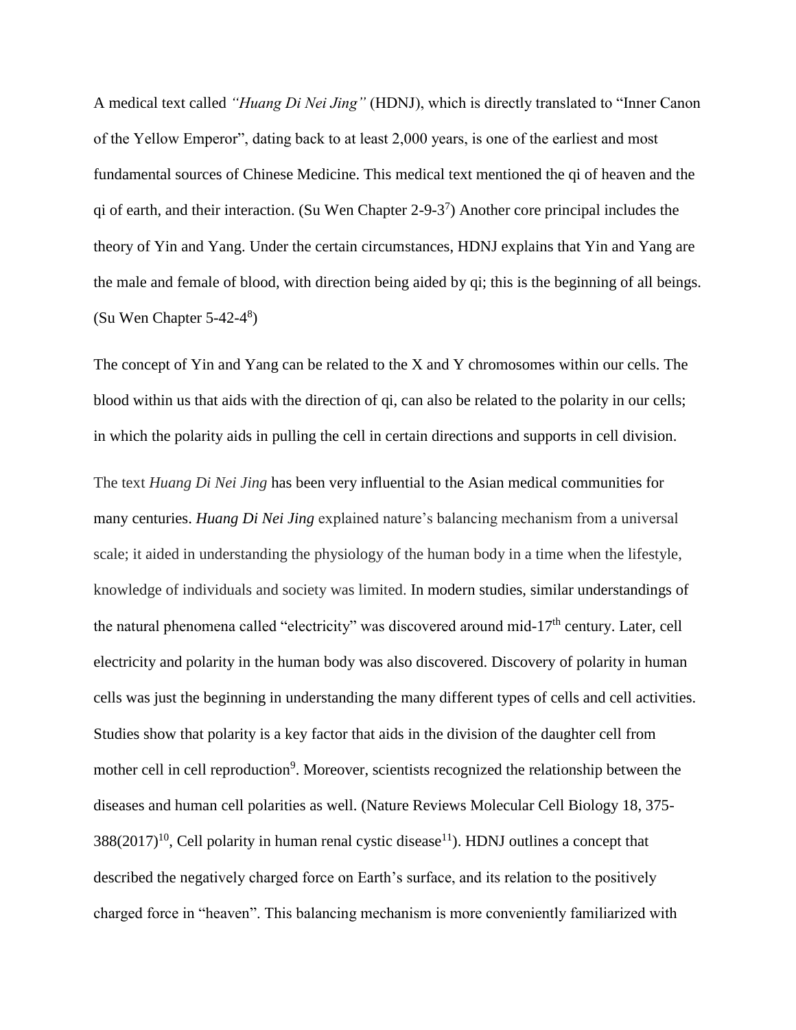A medical text called *"Huang Di Nei Jing"* (HDNJ), which is directly translated to "Inner Canon of the Yellow Emperor", dating back to at least 2,000 years, is one of the earliest and most fundamental sources of Chinese Medicine. This medical text mentioned the qi of heaven and the qi of earth, and their interaction. (Su Wen Chapter 2-9-3[7]) Another core principal includes the theory of Yin and Yang. Under the certain circumstances, HDNJ explains that Yin and Yang are the male and female of blood, with direction being aided by qi; this is the beginning of all beings. (Su Wen Chapter 5-42-4[8])

The concept of Yin and Yang can be related to the X and Y chromosomes within our cells. The blood within us that aids with the direction of qi, can also be related to the polarity in our cells; in which the polarity aids in pulling the cell in certain directions and supports in cell division.

The text *Huang Di Nei Jing* has been very influential to the Asian medical communities for many centuries. *Huang Di Nei Jing* explained nature's balancing mechanism from a universal scale; it aided in understanding the physiology of the human body in a time when the lifestyle, knowledge of individuals and society was limited. In modern studies, similar understandings of the natural phenomena called "electricity" was discovered around mid-17th century. Later, cell electricity and polarity in the human body was also discovered. Discovery of polarity in human cells was just the beginning in understanding the many different types of cells and cell activities. Studies show that polarity is a key factor that aids in the division of the daughter cell from mother cell in cell reproduction[9]. Moreover, scientists recognized the relationship between the diseases and human cell polarities as well. (Nature Reviews Molecular Cell Biology 18, 375-388(2017)[10], Cell polarity in human renal cystic disease[11]). HDNJ outlines a concept that described the negatively charged force on Earth's surface, and its relation to the positively charged force in "heaven". This balancing mechanism is more conveniently familiarized with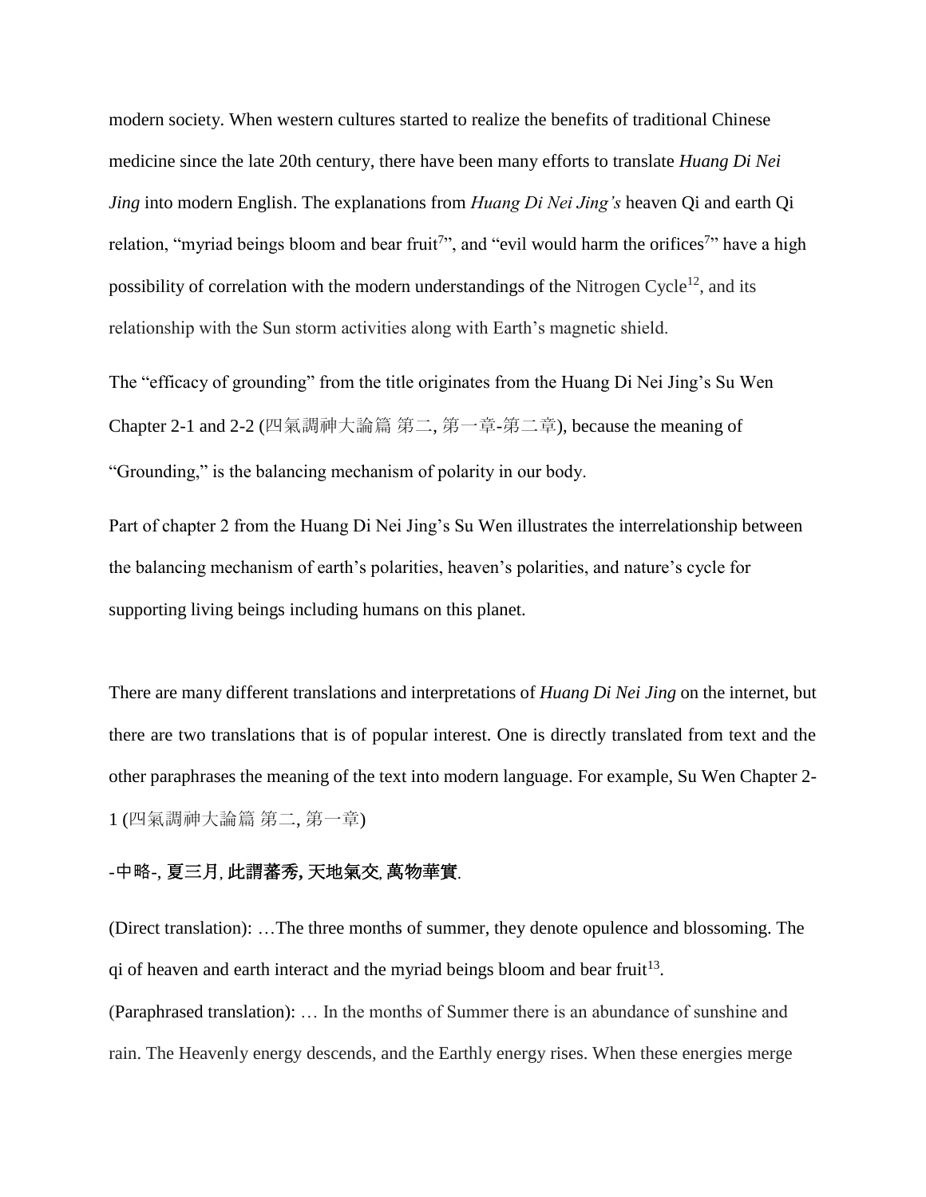modern society. When western cultures started to realize the benefits of traditional Chinese medicine since the late 20th century, there have been many efforts to translate *Huang Di Nei Jing* into modern English. The explanations from *Huang Di Nei Jing's* heaven Qi and earth Qi relation, "myriad beings bloom and bear fruit[7]", and "evil would harm the orifices[7]" have a high possibility of correlation with the modern understandings of the Nitrogen Cycle[12], and its relationship with the Sun storm activities along with Earth's magnetic shield.

The "efficacy of grounding" from the title originates from the Huang Di Nei Jing's Su Wen Chapter 2-1 and 2-2 (四氣調神大論篇 第二, 第一章-第二章), because the meaning of "Grounding," is the balancing mechanism of polarity in our body.

Part of chapter 2 from the Huang Di Nei Jing's Su Wen illustrates the interrelationship between the balancing mechanism of earth's polarities, heaven's polarities, and nature's cycle for supporting living beings including humans on this planet.

There are many different translations and interpretations of *Huang Di Nei Jing* on the internet, but there are two translations that is of popular interest. One is directly translated from text and the other paraphrases the meaning of the text into modern language. For example, Su Wen Chapter 2-1 (四氣調神大論篇 第二, 第一章)

-中略-, **夏三月**, **此謂蕃秀**, **天地氣交**, **萬物華實**.

(Direct translation): …The three months of summer, they denote opulence and blossoming. The qi of heaven and earth interact and the myriad beings bloom and bear fruit[13].

(Paraphrased translation): … In the months of Summer there is an abundance of sunshine and rain. The Heavenly energy descends, and the Earthly energy rises. When these energies merge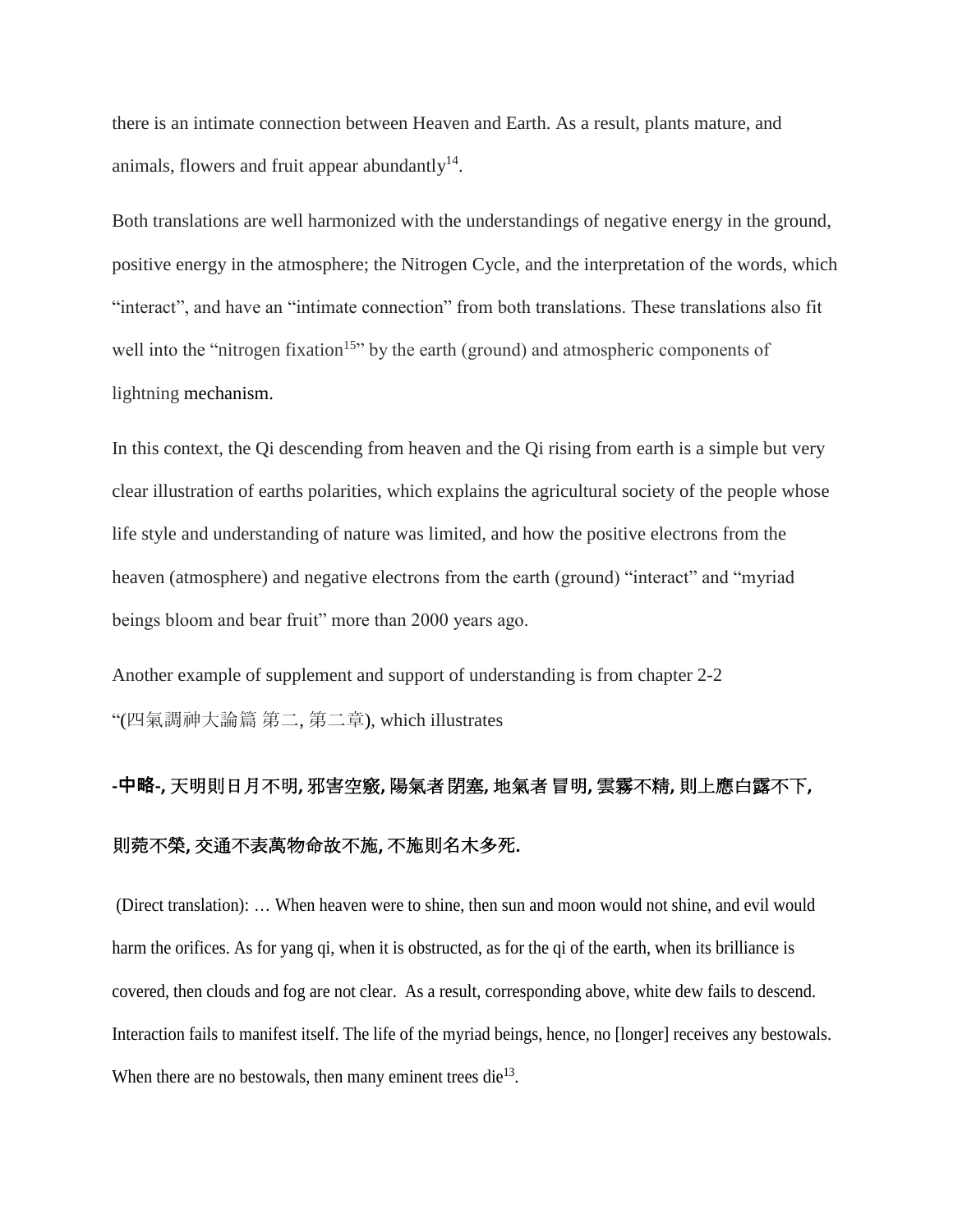there is an intimate connection between Heaven and Earth. As a result, plants mature, and animals, flowers and fruit appear abundantly[14].

Both translations are well harmonized with the understandings of negative energy in the ground, positive energy in the atmosphere; the Nitrogen Cycle, and the interpretation of the words, which "interact", and have an "intimate connection" from both translations. These translations also fit well into the "nitrogen fixation[15]" by the earth (ground) and atmospheric components of lightning mechanism.

In this context, the Qi descending from heaven and the Qi rising from earth is a simple but very clear illustration of earths polarities, which explains the agricultural society of the people whose life style and understanding of nature was limited, and how the positive electrons from the heaven (atmosphere) and negative electrons from the earth (ground) "interact" and "myriad beings bloom and bear fruit" more than 2000 years ago.

Another example of supplement and support of understanding is from chapter 2-2 "(四氣調神大論篇 第二, 第二章), which illustrates

**-中略-, 天明則日月不明, 邪害空竅, 陽氣者 閉塞, 地氣者 冒明, 雲霧不精, 則上應白露不下, 則菀不榮, 交通不表萬物命故不施, 不施則名木多死.**

(Direct translation): … When heaven were to shine, then sun and moon would not shine, and evil would harm the orifices. As for yang qi, when it is obstructed, as for the qi of the earth, when its brilliance is covered, then clouds and fog are not clear. As a result, corresponding above, white dew fails to descend. Interaction fails to manifest itself. The life of the myriad beings, hence, no [longer] receives any bestowals. When there are no bestowals, then many eminent trees die[13].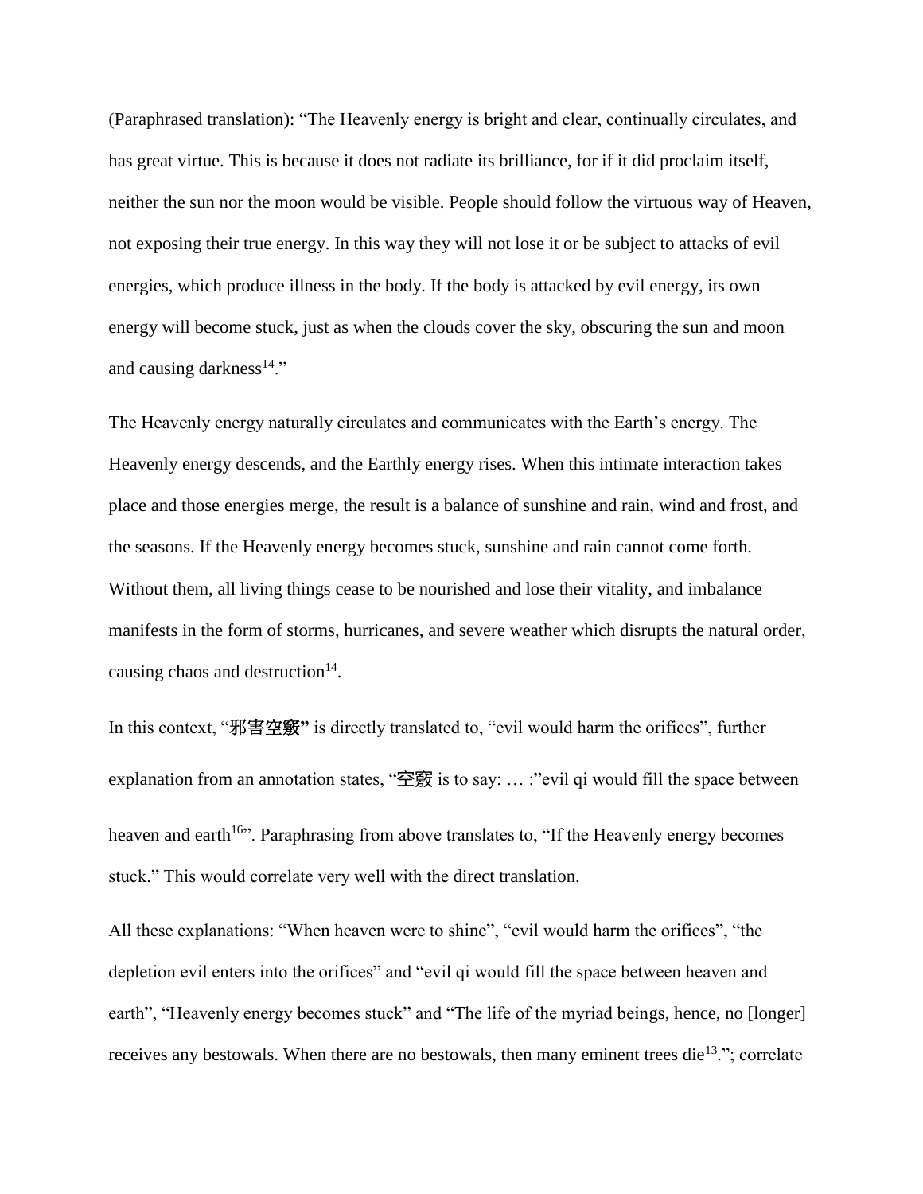(Paraphrased translation): "The Heavenly energy is bright and clear, continually circulates, and has great virtue. This is because it does not radiate its brilliance, for if it did proclaim itself, neither the sun nor the moon would be visible. People should follow the virtuous way of Heaven, not exposing their true energy. In this way they will not lose it or be subject to attacks of evil energies, which produce illness in the body. If the body is attacked by evil energy, its own energy will become stuck, just as when the clouds cover the sky, obscuring the sun and moon and causing darkness[14]."

The Heavenly energy naturally circulates and communicates with the Earth's energy. The Heavenly energy descends, and the Earthly energy rises. When this intimate interaction takes place and those energies merge, the result is a balance of sunshine and rain, wind and frost, and the seasons. If the Heavenly energy becomes stuck, sunshine and rain cannot come forth. Without them, all living things cease to be nourished and lose their vitality, and imbalance manifests in the form of storms, hurricanes, and severe weather which disrupts the natural order, causing chaos and destruction[14].

In this context, "**邪害空竅"** is directly translated to, "evil would harm the orifices", further explanation from an annotation states, "空竅 is to say: … :"evil qi would fill the space between heaven and earth[16]". Paraphrasing from above translates to, "If the Heavenly energy becomes stuck." This would correlate very well with the direct translation.

All these explanations: "When heaven were to shine", "evil would harm the orifices", "the depletion evil enters into the orifices" and "evil qi would fill the space between heaven and earth", "Heavenly energy becomes stuck" and "The life of the myriad beings, hence, no [longer] receives any bestowals. When there are no bestowals, then many eminent trees die[13]."; correlate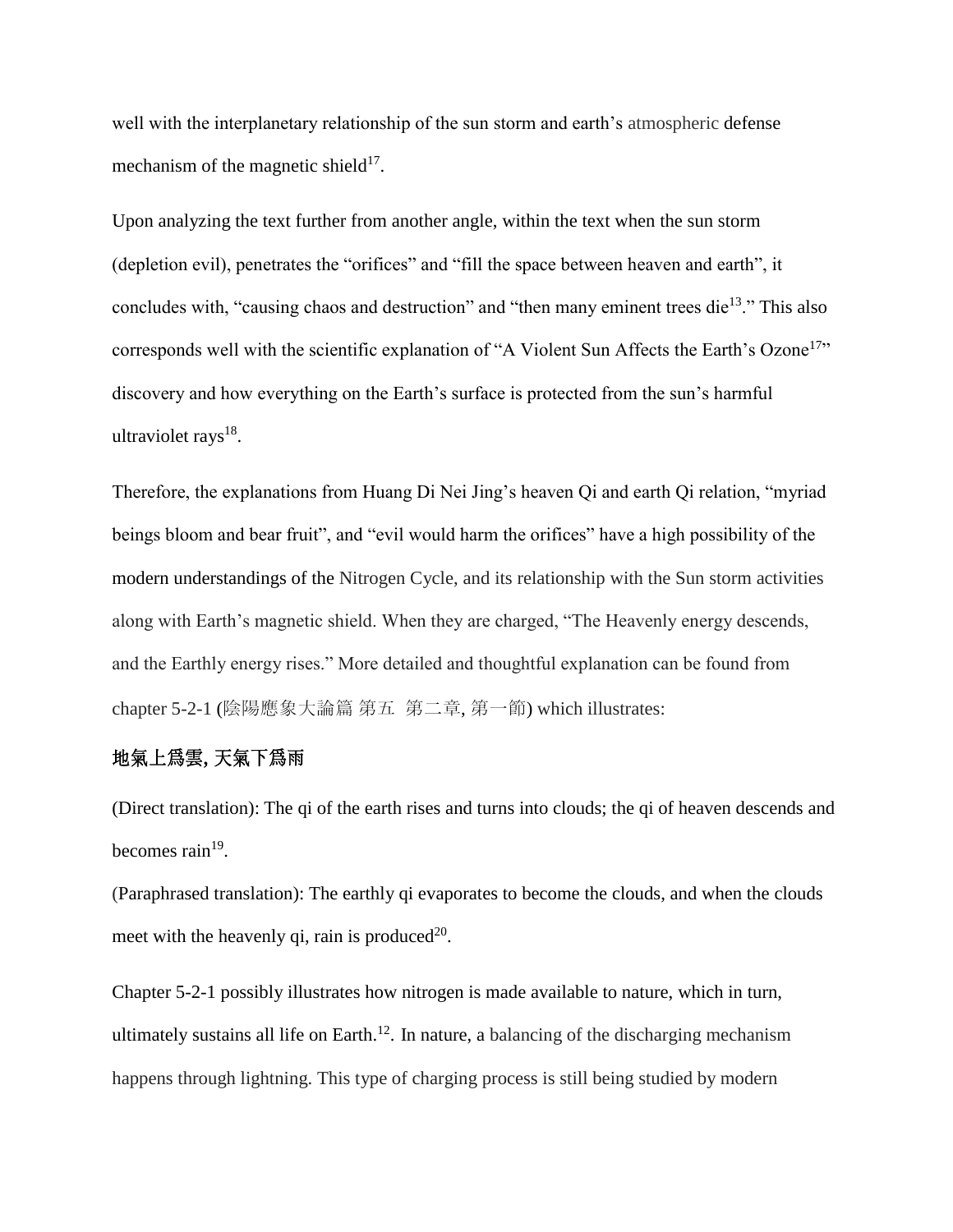well with the interplanetary relationship of the sun storm and earth's atmospheric defense mechanism of the magnetic shield[17].

Upon analyzing the text further from another angle, within the text when the sun storm (depletion evil), penetrates the "orifices" and "fill the space between heaven and earth", it concludes with, "causing chaos and destruction" and "then many eminent trees die[13]." This also corresponds well with the scientific explanation of "A Violent Sun Affects the Earth's Ozone[17]" discovery and how everything on the Earth's surface is protected from the sun's harmful ultraviolet rays[18].

Therefore, the explanations from Huang Di Nei Jing's heaven Qi and earth Qi relation, "myriad beings bloom and bear fruit", and "evil would harm the orifices" have a high possibility of the modern understandings of the Nitrogen Cycle, and its relationship with the Sun storm activities along with Earth's magnetic shield. When they are charged, "The Heavenly energy descends, and the Earthly energy rises." More detailed and thoughtful explanation can be found from chapter 5-2-1 (陰陽應象大論篇 第五 第二章, 第一節) which illustrates:

**地氣上爲雲, 天氣下爲雨**

(Direct translation): The qi of the earth rises and turns into clouds; the qi of heaven descends and becomes rain[19].

(Paraphrased translation): The earthly qi evaporates to become the clouds, and when the clouds meet with the heavenly qi, rain is produced[20].

Chapter 5-2-1 possibly illustrates how nitrogen is made available to nature, which in turn, ultimately sustains all life on Earth.[12]. In nature, a balancing of the discharging mechanism happens through lightning. This type of charging process is still being studied by modern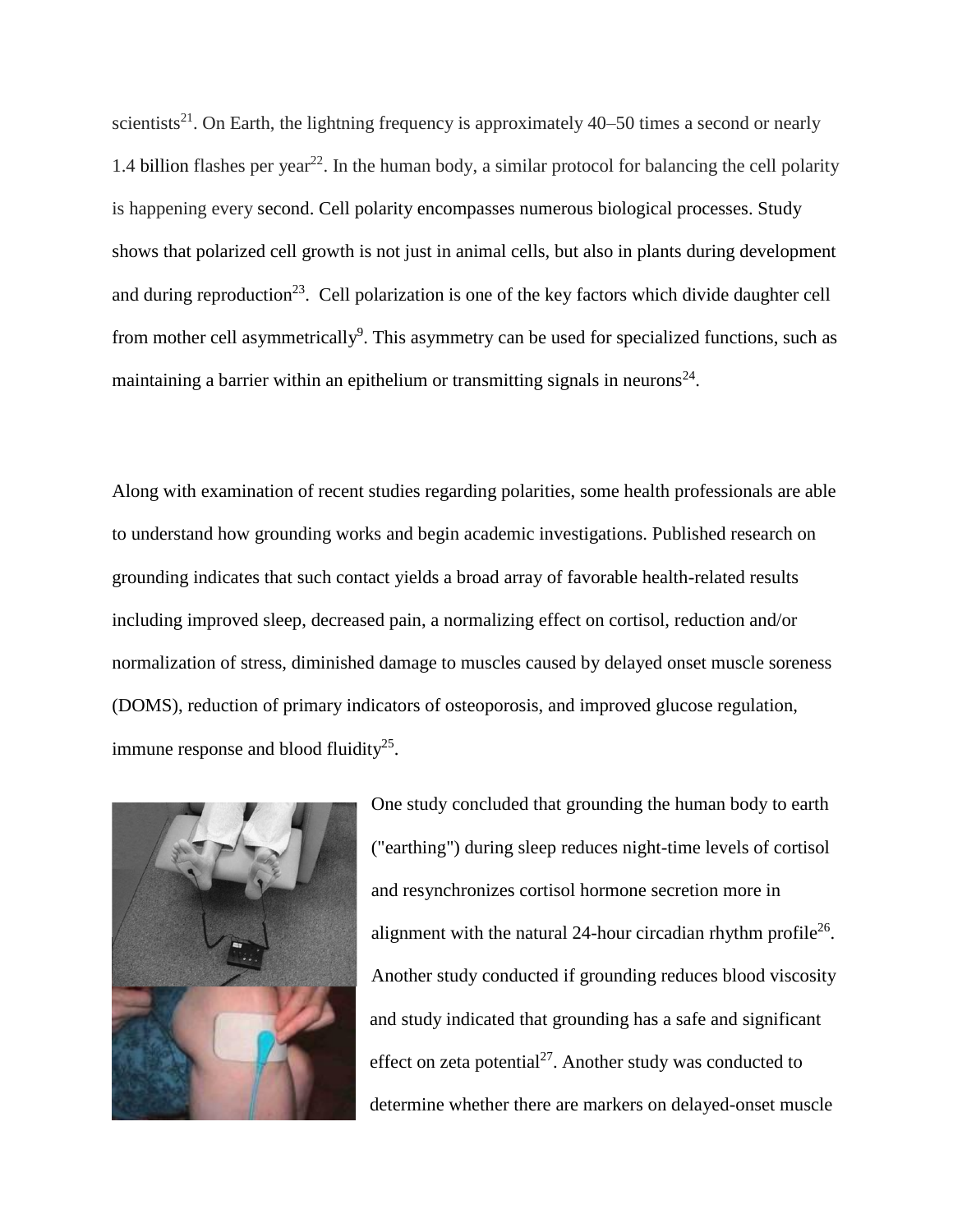scientists[21]. On Earth, the lightning frequency is approximately 40–50 times a second or nearly 1.4 billion flashes per year[22]. In the human body, a similar protocol for balancing the cell polarity is happening every second. Cell polarity encompasses numerous biological processes. Study shows that polarized cell growth is not just in animal cells, but also in plants during development and during reproduction[23]. Cell polarization is one of the key factors which divide daughter cell from mother cell asymmetrically[9]. This asymmetry can be used for specialized functions, such as maintaining a barrier within an epithelium or transmitting signals in neurons[24].

Along with examination of recent studies regarding polarities, some health professionals are able to understand how grounding works and begin academic investigations. Published research on grounding indicates that such contact yields a broad array of favorable health-related results including improved sleep, decreased pain, a normalizing effect on cortisol, reduction and/or normalization of stress, diminished damage to muscles caused by delayed onset muscle soreness (DOMS), reduction of primary indicators of osteoporosis, and improved glucose regulation, immune response and blood fluidity[25].

One study concluded that grounding the human body to earth ("earthing") during sleep reduces night-time levels of cortisol and resynchronizes cortisol hormone secretion more in alignment with the natural 24-hour circadian rhythm profile[26]. Another study conducted if grounding reduces blood viscosity and study indicated that grounding has a safe and significant effect on zeta potential[27]. Another study was conducted to determine whether there are markers on delayed-onset muscle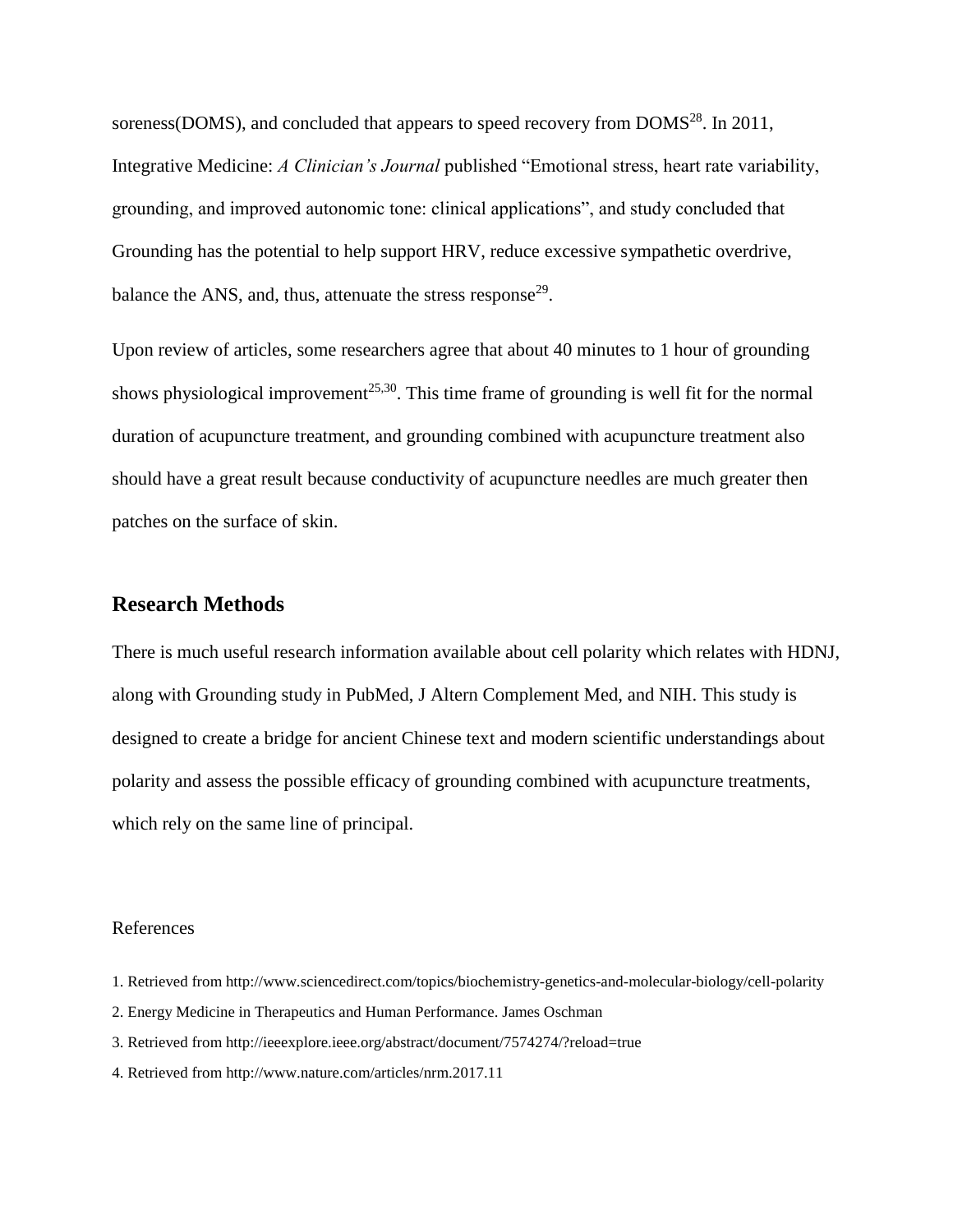soreness(DOMS), and concluded that appears to speed recovery from DOMS[28]. In 2011, Integrative Medicine: *A Clinician's Journal* published "Emotional stress, heart rate variability, grounding, and improved autonomic tone: clinical applications", and study concluded that Grounding has the potential to help support HRV, reduce excessive sympathetic overdrive, balance the ANS, and, thus, attenuate the stress response[29].

Upon review of articles, some researchers agree that about 40 minutes to 1 hour of grounding shows physiological improvement[25,30]. This time frame of grounding is well fit for the normal duration of acupuncture treatment, and grounding combined with acupuncture treatment also should have a great result because conductivity of acupuncture needles are much greater then patches on the surface of skin.

## Research Methods

There is much useful research information available about cell polarity which relates with HDNJ, along with Grounding study in PubMed, J Altern Complement Med, and NIH. This study is designed to create a bridge for ancient Chinese text and modern scientific understandings about polarity and assess the possible efficacy of grounding combined with acupuncture treatments, which rely on the same line of principal.

References

1. Retrieved from http://www.sciencedirect.com/topics/biochemistry-genetics-and-molecular-biology/cell-polarity
2. Energy Medicine in Therapeutics and Human Performance. James Oschman
3. Retrieved from http://ieeexplore.ieee.org/abstract/document/7574274/?reload=true
4. Retrieved from http://www.nature.com/articles/nrm.2017.11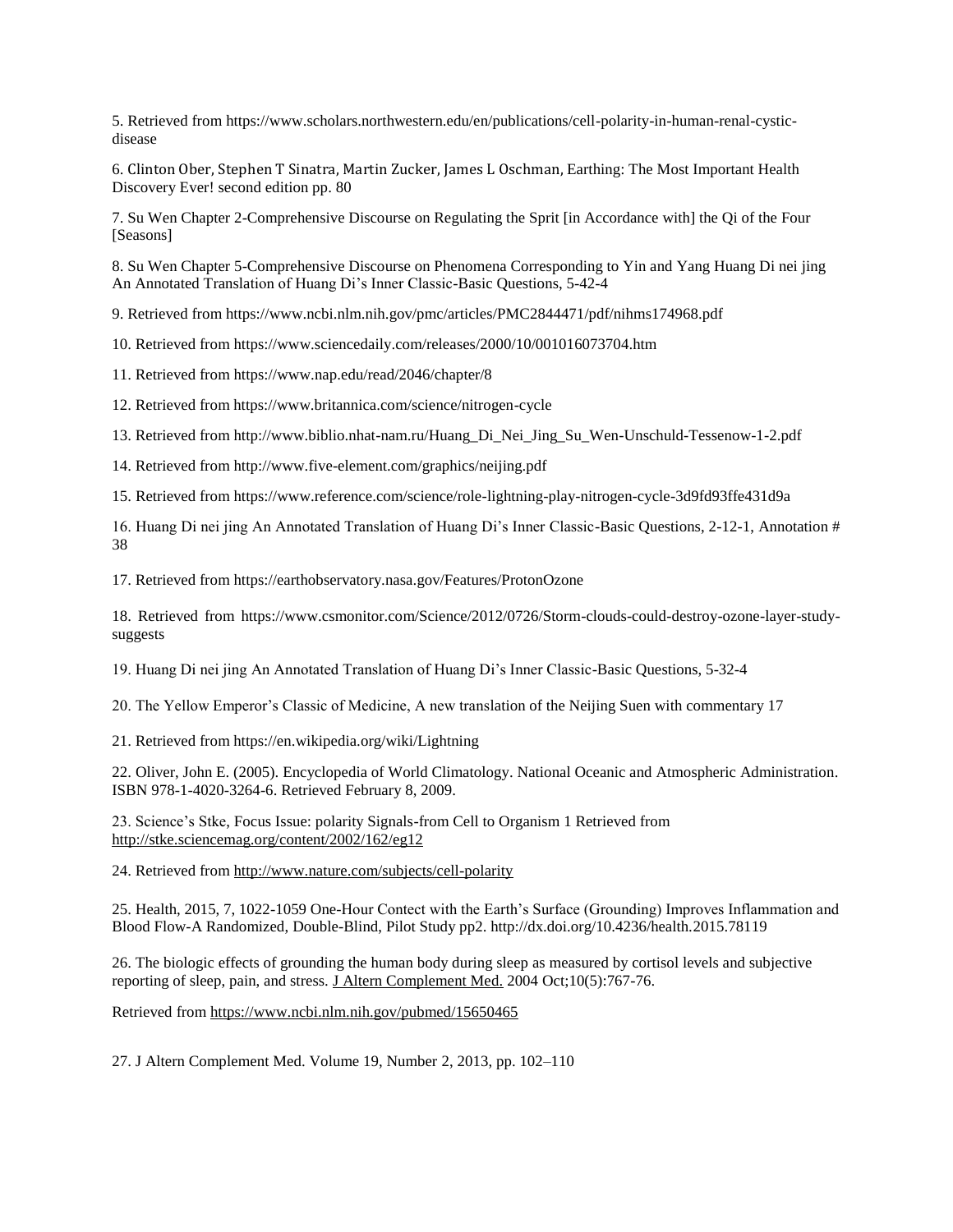5. Retrieved from https://www.scholars.northwestern.edu/en/publications/cell-polarity-in-human-renal-cystic-disease

6. Clinton Ober, Stephen T Sinatra, Martin Zucker, James L Oschman, Earthing: The Most Important Health Discovery Ever! second edition pp. 80

7. Su Wen Chapter 2-Comprehensive Discourse on Regulating the Sprit [in Accordance with] the Qi of the Four [Seasons]

8. Su Wen Chapter 5-Comprehensive Discourse on Phenomena Corresponding to Yin and Yang Huang Di nei jing An Annotated Translation of Huang Di's Inner Classic-Basic Questions, 5-42-4

9. Retrieved from https://www.ncbi.nlm.nih.gov/pmc/articles/PMC2844471/pdf/nihms174968.pdf

10. Retrieved from https://www.sciencedaily.com/releases/2000/10/001016073704.htm

11. Retrieved from https://www.nap.edu/read/2046/chapter/8

12. Retrieved from https://www.britannica.com/science/nitrogen-cycle

13. Retrieved from http://www.biblio.nhat-nam.ru/Huang_Di_Nei_Jing_Su_Wen-Unschuld-Tessenow-1-2.pdf

14. Retrieved from http://www.five-element.com/graphics/neijing.pdf

15. Retrieved from https://www.reference.com/science/role-lightning-play-nitrogen-cycle-3d9fd93ffe431d9a

16. Huang Di nei jing An Annotated Translation of Huang Di's Inner Classic-Basic Questions, 2-12-1, Annotation # 38

17. Retrieved from https://earthobservatory.nasa.gov/Features/ProtonOzone

18. Retrieved from https://www.csmonitor.com/Science/2012/0726/Storm-clouds-could-destroy-ozone-layer-study-suggests

19. Huang Di nei jing An Annotated Translation of Huang Di's Inner Classic-Basic Questions, 5-32-4

20. The Yellow Emperor's Classic of Medicine, A new translation of the Neijing Suen with commentary 17

21. Retrieved from https://en.wikipedia.org/wiki/Lightning

22. Oliver, John E. (2005). Encyclopedia of World Climatology. National Oceanic and Atmospheric Administration. ISBN 978-1-4020-3264-6. Retrieved February 8, 2009.

23. Science's Stke, Focus Issue: polarity Signals-from Cell to Organism 1 Retrieved from http://stke.sciencemag.org/content/2002/162/eg12

24. Retrieved from http://www.nature.com/subjects/cell-polarity

25. Health, 2015, 7, 1022-1059 One-Hour Contect with the Earth's Surface (Grounding) Improves Inflammation and Blood Flow-A Randomized, Double-Blind, Pilot Study pp2. http://dx.doi.org/10.4236/health.2015.78119

26. The biologic effects of grounding the human body during sleep as measured by cortisol levels and subjective reporting of sleep, pain, and stress. J Altern Complement Med. 2004 Oct;10(5):767-76.

Retrieved from https://www.ncbi.nlm.nih.gov/pubmed/15650465

27. J Altern Complement Med. Volume 19, Number 2, 2013, pp. 102–110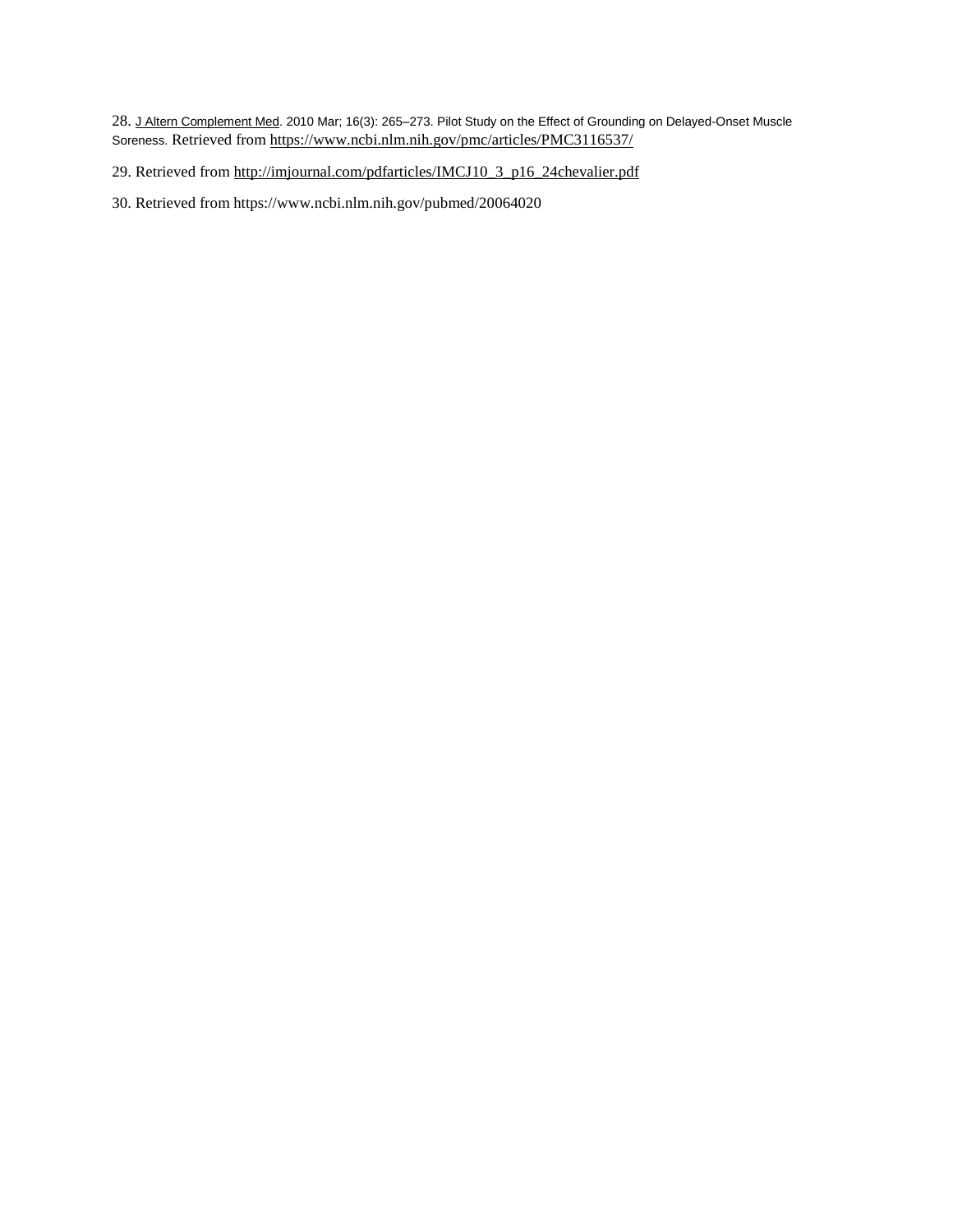28. J Altern Complement Med. 2010 Mar; 16(3): 265–273. Pilot Study on the Effect of Grounding on Delayed-Onset Muscle Soreness. Retrieved from https://www.ncbi.nlm.nih.gov/pmc/articles/PMC3116537/

29. Retrieved from http://imjournal.com/pdfarticles/IMCJ10_3_p16_24chevalier.pdf

30. Retrieved from https://www.ncbi.nlm.nih.gov/pubmed/20064020